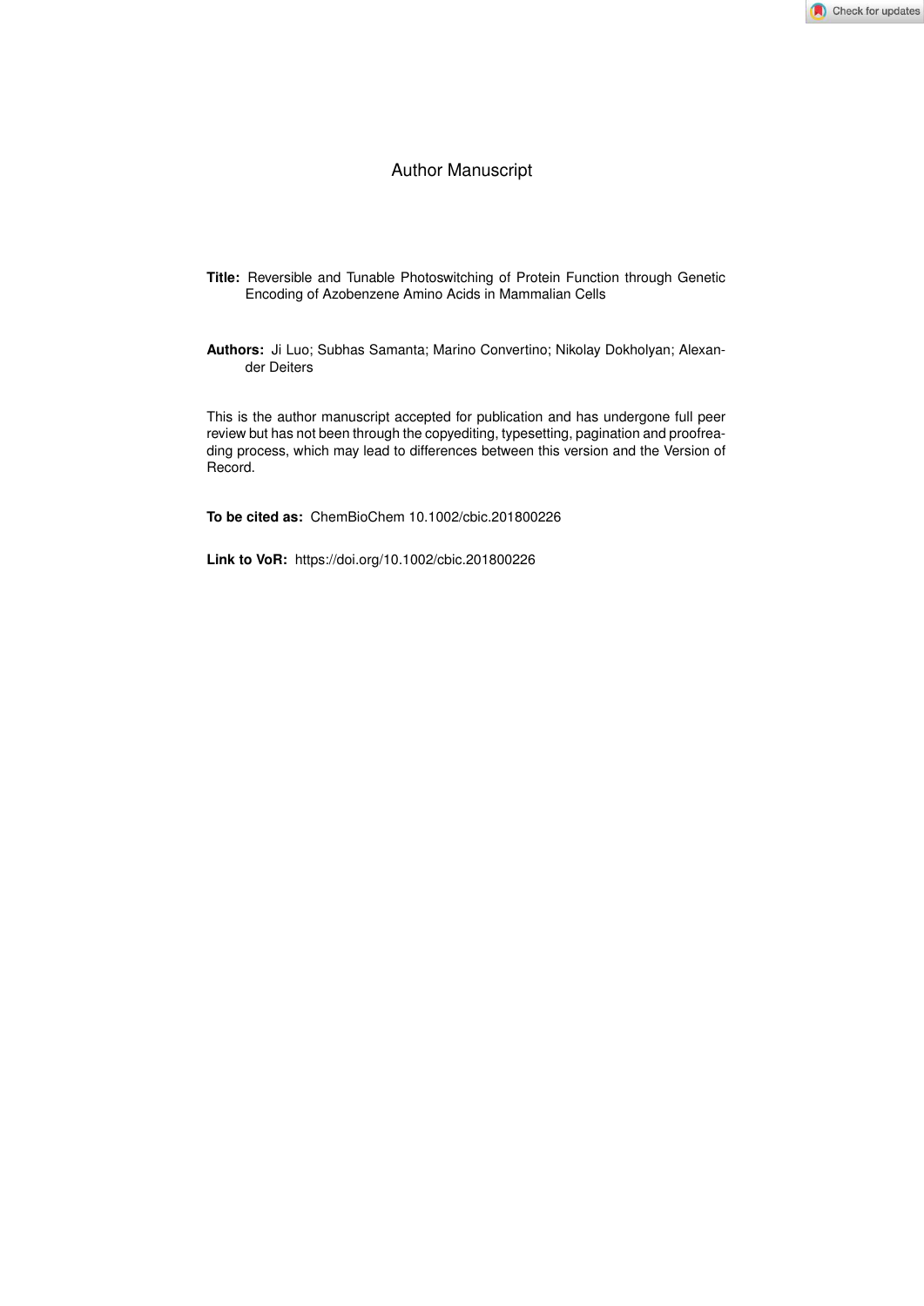Author Manuscript

**Title:** Reversible and Tunable Photoswitching of Protein Function through Genetic Encoding of Azobenzene Amino Acids in Mammalian Cells

**Authors:** Ji Luo; Subhas Samanta; Marino Convertino; Nikolay Dokholyan; Alexander Deiters

This is the author manuscript accepted for publication and has undergone full peer review but has not been through the copyediting, typesetting, pagination and proofreading process, which may lead to differences between this version and the Version of Record.

**To be cited as:** ChemBioChem 10.1002/cbic.201800226

**Link to VoR:** https://doi.org/10.1002/cbic.201800226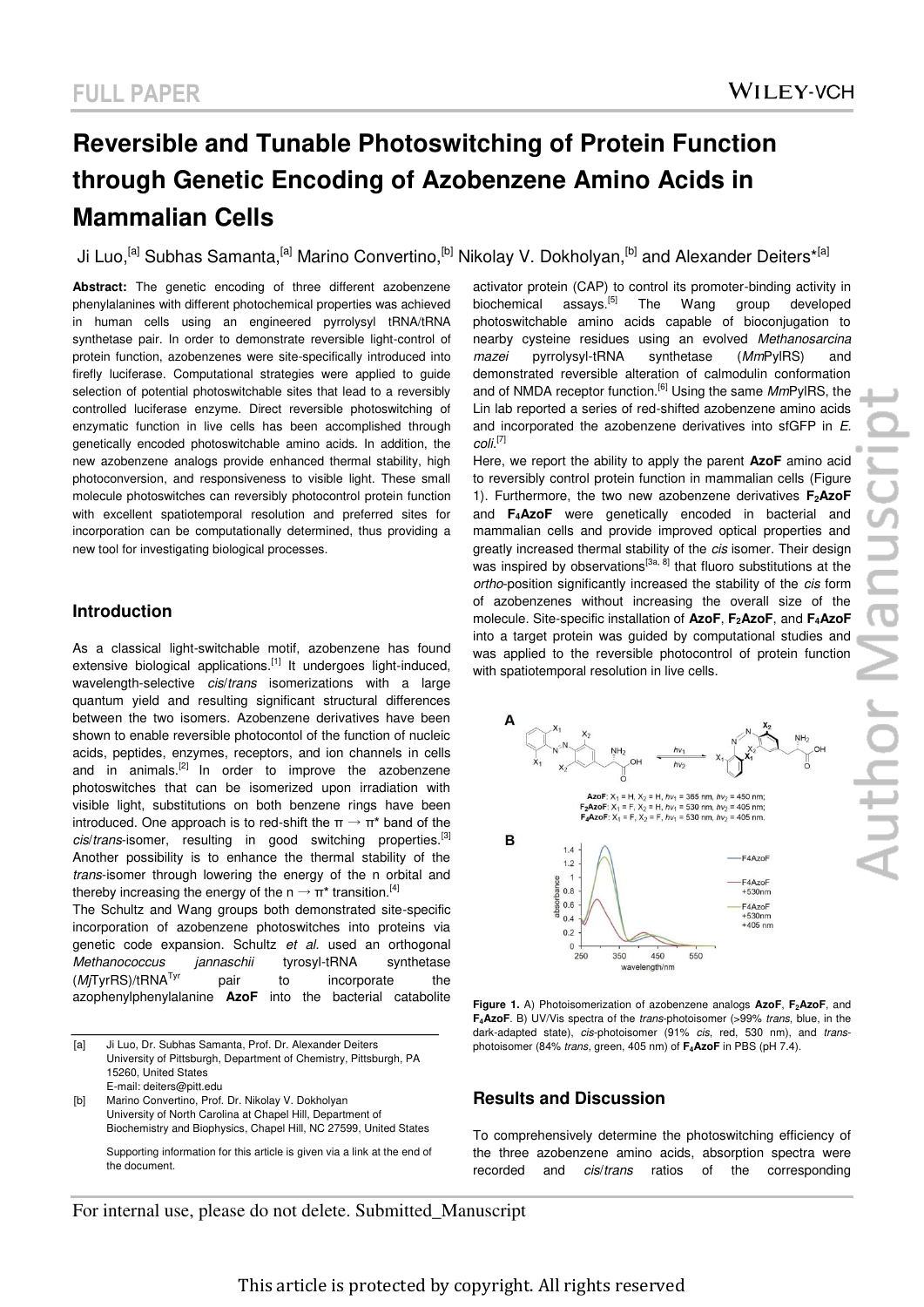# Reversible and Tunable Photoswitching of Protein Function through Genetic Encoding of Azobenzene Amino Acids in Mammalian Cells

Ji Luo,[a] Subhas Samanta,[a] Marino Convertino,[b] Nikolay V. Dokholyan,[b] and Alexander Deiters*[a]

**Abstract:** The genetic encoding of three different azobenzene phenylalanines with different photochemical properties was achieved in human cells using an engineered pyrrolysyl tRNA/tRNA synthetase pair. In order to demonstrate reversible light-control of protein function, azobenzenes were site-specifically introduced into firefly luciferase. Computational strategies were applied to guide selection of potential photoswitchable sites that lead to a reversibly controlled luciferase enzyme. Direct reversible photoswitching of enzymatic function in live cells has been accomplished through genetically encoded photoswitchable amino acids. In addition, the new azobenzene analogs provide enhanced thermal stability, high photoconversion, and responsiveness to visible light. These small molecule photoswitches can reversibly photocontrol protein function with excellent spatiotemporal resolution and preferred sites for incorporation can be computationally determined, thus providing a new tool for investigating biological processes.

## Introduction

As a classical light-switchable motif, azobenzene has found extensive biological applications.[1] It undergoes light-induced, wavelength-selective *cis*/*trans* isomerizations with a large quantum yield and resulting significant structural differences between the two isomers. Azobenzene derivatives have been shown to enable reversible photocontrol of the function of nucleic acids, peptides, enzymes, receptors, and ion channels in cells and in animals.[2] In order to improve the azobenzene photoswitches that can be isomerized upon irradiation with visible light, substitutions on both benzene rings have been introduced. One approach is to red-shift the $\pi \rightarrow \pi^*$ band of the *cis*/*trans*-isomer, resulting in good switching properties.[3] Another possibility is to enhance the thermal stability of the *trans*-isomer through lowering the energy of the n orbital and thereby increasing the energy of the $n \rightarrow \pi^*$ transition.[4]

The Schultz and Wang groups both demonstrated site-specific incorporation of azobenzene photoswitches into proteins via genetic code expansion. Schultz *et al.* used an orthogonal *Methanococcus jannaschii* tyrosyl-tRNA synthetase (*Mj*TyrRS)/tRNA$^{Tyr}$ pair to incorporate the azophenylphenylalanine **AzoF** into the bacterial catabolite activator protein (CAP) to control its promoter-binding activity in biochemical assays.[5] The Wang group developed photoswitchable amino acids capable of bioconjugation to nearby cysteine residues using an evolved *Methanosarcina mazei* pyrrolysyl-tRNA synthetase (*Mm*PylRS) and demonstrated reversible alteration of calmodulin conformation and of NMDA receptor function.[6] Using the same *Mm*PylRS, the Lin lab reported a series of red-shifted azobenzene amino acids and incorporated the azobenzene derivatives into sfGFP in *E. coli*.[7]

Here, we report the ability to apply the parent **AzoF** amino acid to reversibly control protein function in mammalian cells (Figure 1). Furthermore, the two new azobenzene derivatives **F$_2$AzoF** and **F$_4$AzoF** were genetically encoded in bacterial and mammalian cells and provide improved optical properties and greatly increased thermal stability of the *cis* isomer. Their design was inspired by observations[3a, 8] that fluoro substitutions at the *ortho*-position significantly increased the stability of the *cis* form of azobenzenes without increasing the overall size of the molecule. Site-specific installation of **AzoF**, **F$_2$AzoF**, and **F$_4$AzoF** into a target protein was guided by computational studies and was applied to the reversible photocontrol of protein function with spatiotemporal resolution in live cells.

**Figure 1.** A) Photoisomerization of azobenzene analogs **AzoF**, **F$_2$AzoF**, and **F$_4$AzoF**. B) UV/Vis spectra of the *trans*-photoisomer (>99% *trans*, blue, in the dark-adapted state), *cis*-photoisomer (91% *cis*, red, 530 nm), and *trans*-photoisomer (84% *trans*, green, 405 nm) of **F$_4$AzoF** in PBS (pH 7.4).

[a] Ji Luo, Dr. Subhas Samanta, Prof. Dr. Alexander Deiters
University of Pittsburgh, Department of Chemistry, Pittsburgh, PA 15260, United States
E-mail: deiters@pitt.edu

[b] Marino Convertino, Prof. Dr. Nikolay V. Dokholyan
University of North Carolina at Chapel Hill, Department of Biochemistry and Biophysics, Chapel Hill, NC 27599, United States

Supporting information for this article is given via a link at the end of the document.

## Results and Discussion

To comprehensively determine the photoswitching efficiency of the three azobenzene amino acids, absorption spectra were recorded and *cis*/*trans* ratios of the corresponding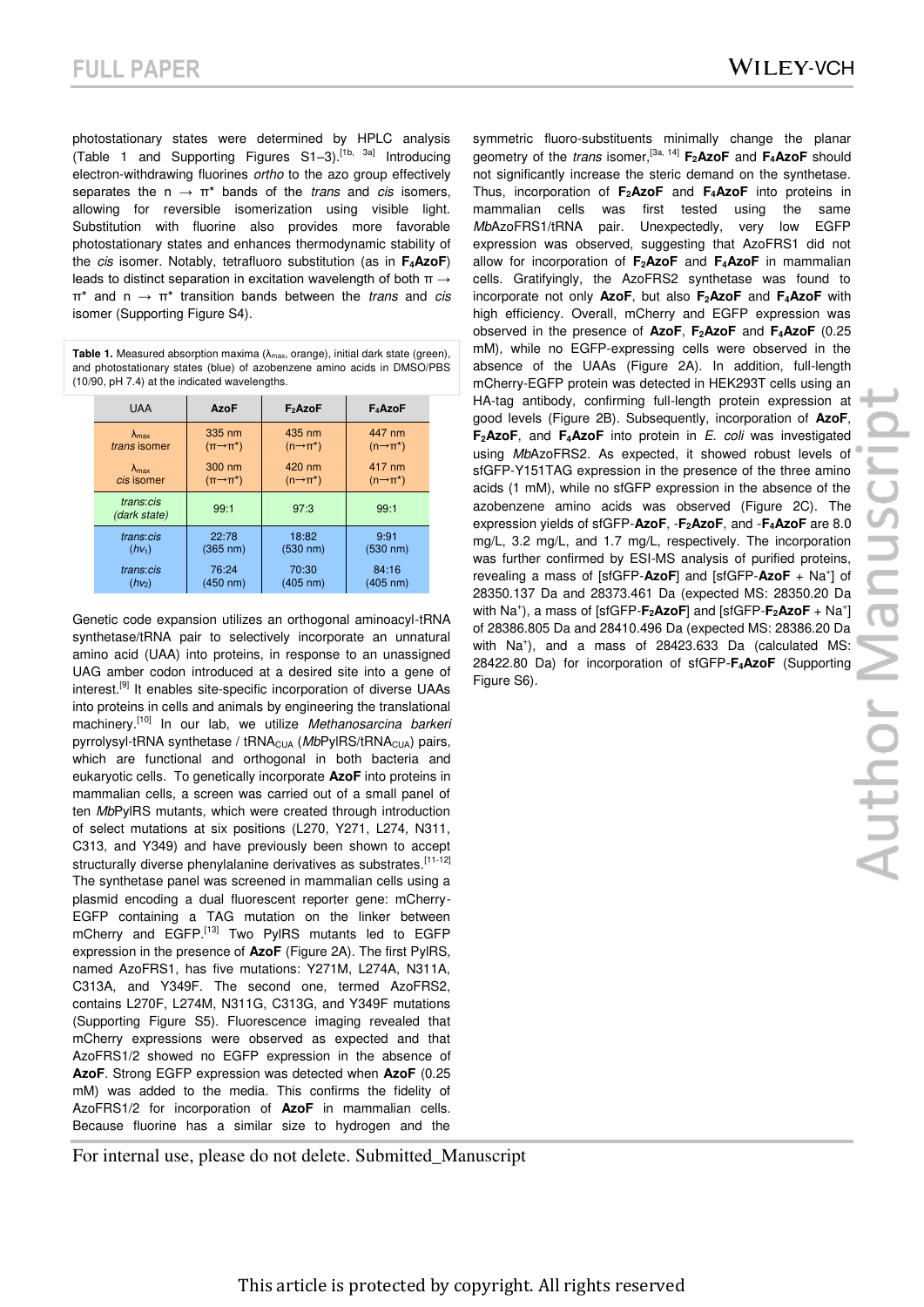photostationary states were determined by HPLC analysis (Table 1 and Supporting Figures S1–3).[1b, 3a] Introducing electron-withdrawing fluorines *ortho* to the azo group effectively separates the n → π* bands of the *trans* and *cis* isomers, allowing for reversible isomerization using visible light. Substitution with fluorine also provides more favorable photostationary states and enhances thermodynamic stability of the *cis* isomer. Notably, tetrafluoro substitution (as in **F$_4$AzoF**) leads to distinct separation in excitation wavelength of both π → π* and n → π* transition bands between the *trans* and *cis* isomer (Supporting Figure S4).

**Table 1.** Measured absorption maxima (λ$_{max}$, orange), initial dark state (green), and photostationary states (blue) of azobenzene amino acids in DMSO/PBS (10/90, pH 7.4) at the indicated wavelengths.

| UAA | AzoF | F$_2$AzoF | F$_4$AzoF |
|---|---|---|---|
| λ$_{max}$ *trans* isomer | 335 nm (π→π*) | 435 nm (n→π*) | 447 nm (n→π*) |
| λ$_{max}$ *cis* isomer | 300 nm (π→π*) | 420 nm (n→π*) | 417 nm (n→π*) |
| *trans:cis* (*dark state*) | 99:1 | 97:3 | 99:1 |
| *trans:cis* (*hν$_1$*) | 22:78 (365 nm) | 18:82 (530 nm) | 9:91 (530 nm) |
| *trans:cis* (*hν$_2$*) | 76:24 (450 nm) | 70:30 (405 nm) | 84:16 (405 nm) |

Genetic code expansion utilizes an orthogonal aminoacyl-tRNA synthetase/tRNA pair to selectively incorporate an unnatural amino acid (UAA) into proteins, in response to an unassigned UAG amber codon introduced at a desired site into a gene of interest.[9] It enables site-specific incorporation of diverse UAAs into proteins in cells and animals by engineering the translational machinery.[10] In our lab, we utilize *Methanosarcina barkeri* pyrrolysyl-tRNA synthetase / tRNA$_{CUA}$ (*Mb*PylRS/tRNA$_{CUA}$) pairs, which are functional and orthogonal in both bacteria and eukaryotic cells. To genetically incorporate **AzoF** into proteins in mammalian cells, a screen was carried out of a small panel of ten *Mb*PylRS mutants, which were created through introduction of select mutations at six positions (L270, Y271, L274, N311, C313, and Y349) and have previously been shown to accept structurally diverse phenylalanine derivatives as substrates.[11-12] The synthetase panel was screened in mammalian cells using a plasmid encoding a dual fluorescent reporter gene: mCherry-EGFP containing a TAG mutation on the linker between mCherry and EGFP.[13] Two PylRS mutants led to EGFP expression in the presence of **AzoF** (Figure 2A). The first PylRS, named AzoFRS1, has five mutations: Y271M, L274A, N311A, C313A, and Y349F. The second one, termed AzoFRS2, contains L270F, L274M, N311G, C313G, and Y349F mutations (Supporting Figure S5). Fluorescence imaging revealed that mCherry expressions were observed as expected and that AzoFRS1/2 showed no EGFP expression in the absence of **AzoF**. Strong EGFP expression was detected when **AzoF** (0.25 mM) was added to the media. This confirms the fidelity of AzoFRS1/2 for incorporation of **AzoF** in mammalian cells. Because fluorine has a similar size to hydrogen and the symmetric fluoro-substituents minimally change the planar geometry of the *trans* isomer,[3a, 14] **F$_2$AzoF** and **F$_4$AzoF** should not significantly increase the steric demand on the synthetase. Thus, incorporation of **F$_2$AzoF** and **F$_4$AzoF** into proteins in mammalian cells was first tested using the same *Mb*AzoFRS1/tRNA pair. Unexpectedly, very low EGFP expression was observed, suggesting that AzoFRS1 did not allow for incorporation of **F$_2$AzoF** and **F$_4$AzoF** in mammalian cells. Gratifyingly, the AzoFRS2 synthetase was found to incorporate not only **AzoF**, but also **F$_2$AzoF** and **F$_4$AzoF** with high efficiency. Overall, mCherry and EGFP expression was observed in the presence of **AzoF**, **F$_2$AzoF** and **F$_4$AzoF** (0.25 mM), while no EGFP-expressing cells were observed in the absence of the UAAs (Figure 2A). In addition, full-length mCherry-EGFP protein was detected in HEK293T cells using an HA-tag antibody, confirming full-length protein expression at good levels (Figure 2B). Subsequently, incorporation of **AzoF**, **F$_2$AzoF**, and **F$_4$AzoF** into protein in *E. coli* was investigated using *Mb*AzoFRS2. As expected, it showed robust levels of sfGFP-Y151TAG expression in the presence of the three amino acids (1 mM), while no sfGFP expression in the absence of the azobenzene amino acids was observed (Figure 2C). The expression yields of sfGFP-**AzoF**, -**F$_2$AzoF**, and -**F$_4$AzoF** are 8.0 mg/L, 3.2 mg/L, and 1.7 mg/L, respectively. The incorporation was further confirmed by ESI-MS analysis of purified proteins, revealing a mass of [sfGFP-**AzoF**] and [sfGFP-**AzoF** + Na$^+$] of 28350.137 Da and 28373.461 Da (expected MS: 28350.20 Da with Na$^+$), a mass of [sfGFP-**F$_2$AzoF**] and [sfGFP-**F$_2$AzoF** + Na$^+$] of 28386.805 Da and 28410.496 Da (expected MS: 28386.20 Da with Na$^+$), and a mass of 28423.633 Da (calculated MS: 28422.80 Da) for incorporation of sfGFP-**F$_4$AzoF** (Supporting Figure S6).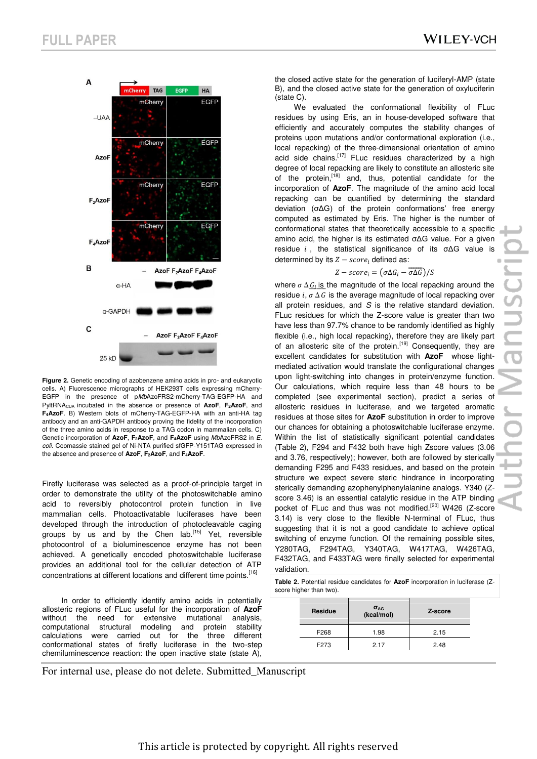**Figure 2.** Genetic encoding of azobenzene amino acids in pro- and eukaryotic cells. A) Fluorescence micrographs of HEK293T cells expressing mCherry-EGFP in the presence of p*Mb*AzoFRS2-mCherry-TAG-EGFP-HA and PyltRNA$_{CUA}$ incubated in the absence or presence of **AzoF**, **F$_2$AzoF**, and **F$_4$AzoF**. B) Western blots of mCherry-TAG-EGFP-HA with an anti-HA tag antibody and an anti-GAPDH antibody proving the fidelity of the incorporation of the three amino acids in response to a TAG codon in mammalian cells. C) Genetic incorporation of **AzoF**, **F$_2$AzoF**, and **F$_4$AzoF** using *Mb*AzoFRS2 in *E. coli.* Coomassie stained gel of Ni-NTA purified sfGFP-Y151TAG expressed in the absence and presence of **AzoF**, **F$_2$AzoF**, and **F$_4$AzoF**.

Firefly luciferase was selected as a proof-of-principle target in order to demonstrate the utility of the photoswitchable amino acid to reversibly photocontrol protein function in live mammalian cells. Photoactivatable luciferases have been developed through the introduction of photocleavable caging groups by us and by the Chen lab.[15] Yet, reversible photocontrol of a bioluminescence enzyme has not been achieved. A genetically encoded photoswitchable luciferase provides an additional tool for the cellular detection of ATP concentrations at different locations and different time points.[16]

In order to efficiently identify amino acids in potentially allosteric regions of FLuc useful for the incorporation of **AzoF** without the need for extensive mutational analysis, computational structural modeling and protein stability calculations were carried out for the three different conformational states of firefly luciferase in the two-step chemiluminescence reaction: the open inactive state (state A), the closed active state for the generation of luciferyl-AMP (state B), and the closed active state for the generation of oxyluciferin (state C).

We evaluated the conformational flexibility of FLuc residues by using Eris, an in house-developed software that efficiently and accurately computes the stability changes of proteins upon mutations and/or conformational exploration (i.e., local repacking) of the three-dimensional orientation of amino acid side chains.[17] FLuc residues characterized by a high degree of local repacking are likely to constitute an allosteric site of the protein,[18] and, thus, potential candidate for the incorporation of **AzoF**. The magnitude of the amino acid local repacking can be quantified by determining the standard deviation (σΔG) of the protein conformations' free energy computed as estimated by Eris. The higher is the number of conformational states that theoretically accessible to a specific amino acid, the higher is its estimated σΔG value. For a given residue $i$, the statistical significance of its σΔG value is determined by its $Z-score_i$ defined as:

$$Z-score_i = \left(\sigma\Delta G_i - \overline{\sigma\Delta G}\right)/S$$

where $\sigma\Delta G_i$ is the magnitude of the local repacking around the residue $i$, $\overline{\sigma\Delta G}$ is the average magnitude of local repacking over all protein residues, and $S$ is the relative standard deviation. FLuc residues for which the Z-score value is greater than two have less than 97.7% chance to be randomly identified as highly flexible (i.e., high local repacking), therefore they are likely part of an allosteric site of the protein.[19] Consequently, they are excellent candidates for substitution with **AzoF** whose light-mediated activation would translate the configurational changes upon light-switching into changes in protein/enzyme function. Our calculations, which require less than 48 hours to be completed (see experimental section), predict a series of allosteric residues in luciferase, and we targeted aromatic residues at those sites for **AzoF** substitution in order to improve our chances for obtaining a photoswitchable luciferase enzyme. Within the list of statistically significant potential candidates (Table 2), F294 and F432 both have high Zscore values (3.06 and 3.76, respectively); however, both are followed by sterically demanding F295 and F433 residues, and based on the protein structure we expect severe steric hindrance in incorporating sterically demanding azophenylphenylalanine analogs. Y340 (Z-score 3.46) is an essential catalytic residue in the ATP binding pocket of FLuc and thus was not modified.[20] W426 (Z-score 3.14) is very close to the flexible N-terminal of FLuc, thus suggesting that it is not a good candidate to achieve optical switching of enzyme function. Of the remaining possible sites, Y280TAG, F294TAG, Y340TAG, W417TAG, W426TAG, F432TAG, and F433TAG were finally selected for experimental validation.

**Table 2.** Potential residue candidates for **AzoF** incorporation in luciferase (Z-score higher than two).

| Residue | $\sigma_{\Delta G}$ (kcal/mol) | Z-score |
|---|---|---|
| F268 | 1.98 | 2.15 |
| F273 | 2.17 | 2.48 |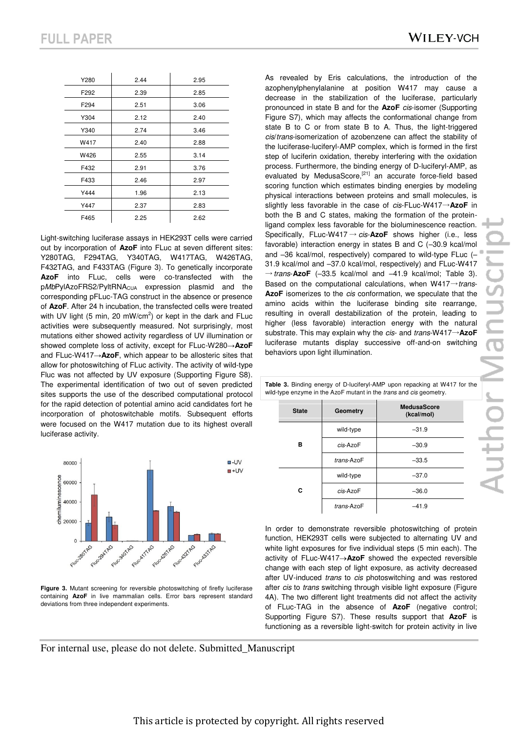| | | |
|---|---|---|
| Y280 | 2.44 | 2.95 |
| F292 | 2.39 | 2.85 |
| F294 | 2.51 | 3.06 |
| Y304 | 2.12 | 2.40 |
| Y340 | 2.74 | 3.46 |
| W417 | 2.40 | 2.88 |
| W426 | 2.55 | 3.14 |
| F432 | 2.91 | 3.76 |
| F433 | 2.46 | 2.97 |
| Y444 | 1.96 | 2.13 |
| Y447 | 2.37 | 2.83 |
| F465 | 2.25 | 2.62 |

Light-switching luciferase assays in HEK293T cells were carried out by incorporation of **AzoF** into FLuc at seven different sites: Y280TAG, F294TAG, Y340TAG, W417TAG, W426TAG, F432TAG, and F433TAG (Figure 3). To genetically incorporate **AzoF** into FLuc, cells were co-transfected with the p*Mb*PylAzoFRS2/PylTRNA$_{CUA}$ expression plasmid and the corresponding pFLuc-TAG construct in the absence or presence of **AzoF**. After 24 h incubation, the transfected cells were treated with UV light (5 min, 20 mW/cm$^2$) or kept in the dark and FLuc activities were subsequently measured. Not surprisingly, most mutations either showed activity regardless of UV illumination or showed complete loss of activity, except for FLuc-W280→**AzoF** and FLuc-W417→**AzoF**, which appear to be allosteric sites that allow for photoswitching of FLuc activity. The activity of wild-type Fluc was not affected by UV exposure (Supporting Figure S8). The experimental identification of two out of seven predicted sites supports the use of the described computational protocol for the rapid detection of potential amino acid candidates fort he incorporation of photoswitchable motifs. Subsequent efforts were focused on the W417 mutation due to its highest overall luciferase activity.

**Figure 3.** Mutant screening for reversible photoswitching of firefly luciferase containing **AzoF** in live mammalian cells. Error bars represent standard deviations from three independent experiments.

As revealed by Eris calculations, the introduction of the azophenylphenylalanine at position W417 may cause a decrease in the stabilization of the luciferase, particularly pronounced in state B and for the **AzoF** *cis*-isomer (Supporting Figure S7), which may affects the conformational change from state B to C or from state B to A. Thus, the light-triggered *cis*/*trans*-isomerization of azobenzene can affect the stability of the luciferase-luciferyl-AMP complex, which is formed in the first step of luciferin oxidation, thereby interfering with the oxidation process. Furthermore, the binding energy of D-luciferyl-AMP, as evaluated by MedusaScore,[21] an accurate force-field based scoring function which estimates binding energies by modeling physical interactions between proteins and small molecules, is slightly less favorable in the case of *cis*-FLuc-W417→**AzoF** in both the B and C states, making the formation of the protein-ligand complex less favorable for the bioluminescence reaction. Specifically, FLuc-W417→*cis*-**AzoF** shows higher (i.e., less favorable) interaction energy in states B and C (–30.9 kcal/mol and –36 kcal/mol, respectively) compared to wild-type FLuc (–31.9 kcal/mol and –37.0 kcal/mol, respectively) and FLuc-W417→*trans*-**AzoF** (–33.5 kcal/mol and –41.9 kcal/mol; Table 3). Based on the computational calculations, when W417→*trans*-**AzoF** isomerizes to the *cis* conformation, we speculate that the amino acids within the luciferase binding site rearrange, resulting in overall destabilization of the protein, leading to higher (less favorable) interaction energy with the natural substrate. This may explain why the *cis*- and *trans*-W417→**AzoF** luciferase mutants display successive off-and-on switching behaviors upon light illumination.

**Table 3.** Binding energy of D-luciferyl-AMP upon repacking at W417 for the wild-type enzyme in the AzoF mutant in the *trans* and *cis* geometry.

| State | Geometry | MedusaScore (kcal/mol) |
|---|---|---|
| B | wild-type | –31.9 |
| | *cis*-AzoF | –30.9 |
| | *trans*-AzoF | –33.5 |
| C | wild-type | –37.0 |
| | *cis*-AzoF | –36.0 |
| | *trans*-AzoF | –41.9 |

In order to demonstrate reversible photoswitching of protein function, HEK293T cells were subjected to alternating UV and white light exposures for five individual steps (5 min each). The activity of FLuc-W417→**AzoF** showed the expected reversible change with each step of light exposure, as activity decreased after UV-induced *trans* to *cis* photoswitching and was restored after *cis* to *trans* switching through visible light exposure (Figure 4A). The two different light treatments did not affect the activity of FLuc-TAG in the absence of **AzoF** (negative control; Supporting Figure S7). These results support that **AzoF** is functioning as a reversible light-switch for protein activity in live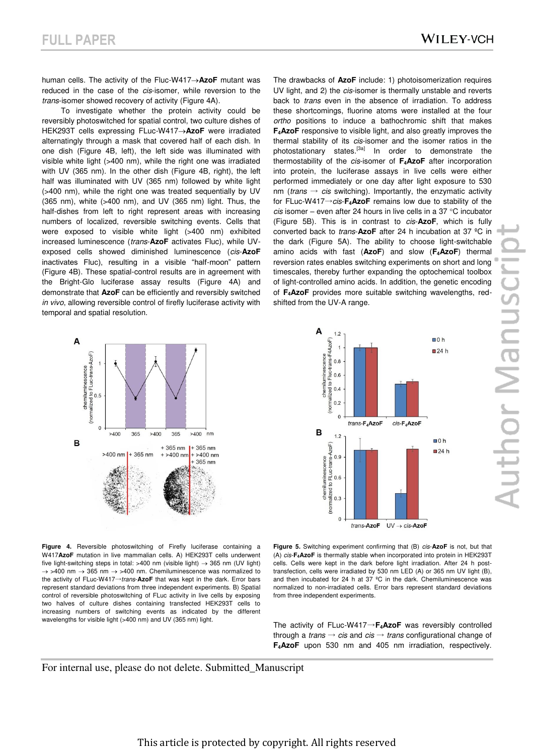human cells. The activity of the Fluc-W417→**AzoF** mutant was reduced in the case of the *cis*-isomer, while reversion to the *trans*-isomer showed recovery of activity (Figure 4A).

To investigate whether the protein activity could be reversibly photoswitched for spatial control, two culture dishes of HEK293T cells expressing FLuc-W417→**AzoF** were irradiated alternatingly through a mask that covered half of each dish. In one dish (Figure 4B, left), the left side was illuminated with visible white light (>400 nm), while the right one was irradiated with UV (365 nm). In the other dish (Figure 4B, right), the left half was illuminated with UV (365 nm) followed by white light (>400 nm), while the right one was treated sequentially by UV (365 nm), white (>400 nm), and UV (365 nm) light. Thus, the half-dishes from left to right represent areas with increasing numbers of localized, reversible switching events. Cells that were exposed to visible white light (>400 nm) exhibited increased luminescence (*trans*-**AzoF** activates Fluc), while UV-exposed cells showed diminished luminescence (*cis*-**AzoF** inactivates Fluc), resulting in a visible "half-moon" pattern (Figure 4B). These spatial-control results are in agreement with the Bright-Glo luciferase assay results (Figure 4A) and demonstrate that **AzoF** can be efficiently and reversibly switched *in vivo*, allowing reversible control of firefly luciferase activity with temporal and spatial resolution.

**Figure 4.** Reversible photoswitching of Firefly luciferase containing a W417**AzoF** mutation in live mammalian cells. A) HEK293T cells underwent five light-switching steps in total: >400 nm (visible light) → 365 nm (UV light) → >400 nm → 365 nm → >400 nm. Chemiluminescence was normalized to the activity of FLuc-W417→*trans*-**AzoF** that was kept in the dark. Error bars represent standard deviations from three independent experiments. B) Spatial control of reversible photoswitching of FLuc activity in live cells by exposing two halves of culture dishes containing transfected HEK293T cells to increasing numbers of switching events as indicated by the different wavelengths for visible light (>400 nm) and UV (365 nm) light.

The drawbacks of **AzoF** include: 1) photoisomerization requires UV light, and 2) the *cis*-isomer is thermally unstable and reverts back to *trans* even in the absence of irradiation. To address these shortcomings, fluorine atoms were installed at the four *ortho* positions to induce a bathochromic shift that makes **F$_4$AzoF** responsive to visible light, and also greatly improves the thermal stability of its *cis*-isomer and the isomer ratios in the photostationary states.[3a] In order to demonstrate the thermostability of the *cis*-isomer of **F$_4$AzoF** after incorporation into protein, the luciferase assays in live cells were either performed immediately or one day after light exposure to 530 nm (*trans* → *cis* switching). Importantly, the enzymatic activity for FLuc-W417→*cis*-**F$_4$AzoF** remains low due to stability of the *cis* isomer – even after 24 hours in live cells in a 37 °C incubator (Figure 5B). This is in contrast to *cis*-**AzoF**, which is fully converted back to *trans*-**AzoF** after 24 h incubation at 37 ºC in the dark (Figure 5A). The ability to choose light-switchable amino acids with fast (**AzoF**) and slow (**F$_4$AzoF**) thermal reversion rates enables switching experiments on short and long timescales, thereby further expanding the optochemical toolbox of light-controlled amino acids. In addition, the genetic encoding of **F$_4$AzoF** provides more suitable switching wavelengths, red-shifted from the UV-A range.

**Figure 5.** Switching experiment confirming that (B) *cis*-**AzoF** is not, but that (A) *cis*-**F$_4$AzoF** is thermally stable when incorporated into protein in HEK293T cells. Cells were kept in the dark before light irradiation. After 24 h post-transfection, cells were irradiated by 530 nm LED (A) or 365 nm UV light (B), and then incubated for 24 h at 37 ºC in the dark. Chemiluminescence was normalized to non-irradiated cells. Error bars represent standard deviations from three independent experiments.

The activity of FLuc-W417→**F$_4$AzoF** was reversibly controlled through a *trans* → *cis* and *cis* → *trans* configurational change of **F$_4$AzoF** upon 530 nm and 405 nm irradiation, respectively.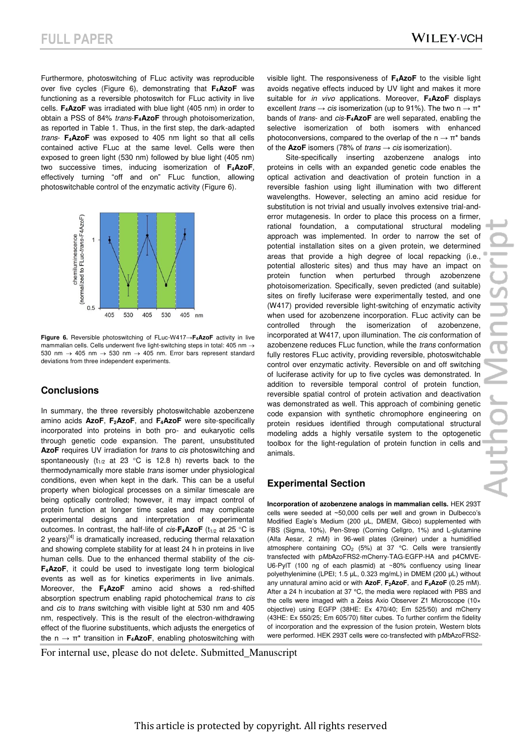Furthermore, photoswitching of FLuc activity was reproducible over five cycles (Figure 6), demonstrating that **F$_4$AzoF** was functioning as a reversible photoswitch for FLuc activity in live cells. **F$_4$AzoF** was irradiated with blue light (405 nm) in order to obtain a PSS of 84% *trans*-**F$_4$AzoF** through photoisomerization, as reported in Table 1. Thus, in the first step, the dark-adapted *trans*- **F$_4$AzoF** was exposed to 405 nm light so that all cells contained active FLuc at the same level. Cells were then exposed to green light (530 nm) followed by blue light (405 nm) two successive times, inducing isomerization of **F$_4$AzoF**, effectively turning "off and on" FLuc function, allowing photoswitchable control of the enzymatic activity (Figure 6).

**Figure 6.** Reversible photoswitching of FLuc-W417→**F$_4$AzoF** activity in live mammalian cells. Cells underwent five light-switching steps in total: 405 nm → 530 nm → 405 nm → 530 nm → 405 nm. Error bars represent standard deviations from three independent experiments.

## Conclusions

In summary, the three reversibly photoswitchable azobenzene amino acids **AzoF**, **F$_2$AzoF**, and **F$_4$AzoF** were site-specifically incorporated into proteins in both pro- and eukaryotic cells through genetic code expansion. The parent, unsubstituted **AzoF** requires UV irradiation for *trans* to *cis* photoswitching and spontaneously ($t_{1/2}$ at 23 °C is 12.8 h) reverts back to the thermodynamically more stable *trans* isomer under physiological conditions, even when kept in the dark. This can be a useful property when biological processes on a similar timescale are being optically controlled; however, it may impact control of protein function at longer time scales and may complicate experimental designs and interpretation of experimental outcomes. In contrast, the half-life of *cis*-**F$_4$AzoF** ($t_{1/2}$ at 25 °C is 2 years)[4] is dramatically increased, reducing thermal relaxation and showing complete stability for at least 24 h in proteins in live human cells. Due to the enhanced thermal stability of the *cis*-**F$_4$AzoF**, it could be used to investigate long term biological events as well as for kinetics experiments in live animals. Moreover, the **F$_4$AzoF** amino acid shows a red-shifted absorption spectrum enabling rapid photochemical *trans* to *cis* and *cis* to *trans* switching with visible light at 530 nm and 405 nm, respectively. This is the result of the electron-withdrawing effect of the fluorine substituents, which adjusts the energetics of the n → π* transition in **F$_4$AzoF**, enabling photoswitching with visible light. The responsiveness of **F$_4$AzoF** to the visible light avoids negative effects induced by UV light and makes it more suitable for *in vivo* applications. Moreover, **F$_4$AzoF** displays excellent *trans* → *cis* isomerization (up to 91%). The two n → π* bands of *trans*- and *cis*-**F$_4$AzoF** are well separated, enabling the selective isomerization of both isomers with enhanced photoconversions, compared to the overlap of the n → π* bands of the **AzoF** isomers (78% of *trans* → *cis* isomerization).

Site-specifically inserting azobenzene analogs into proteins in cells with an expanded genetic code enables the optical activation and deactivation of protein function in a reversible fashion using light illumination with two different wavelengths. However, selecting an amino acid residue for substitution is not trivial and usually involves extensive trial-and-error mutagenesis. In order to place this process on a firmer, rational foundation, a computational structural modeling approach was implemented. In order to narrow the set of potential installation sites on a given protein, we determined areas that provide a high degree of local repacking (i.e., potential allosteric sites) and thus may have an impact on protein function when perturbed through azobenzene photoisomerization. Specifically, seven predicted (and suitable) sites on firefly luciferase were experimentally tested, and one (W417) provided reversible light-switching of enzymatic activity when used for azobenzene incorporation. FLuc activity can be controlled through the isomerization of azobenzene, incorporated at W417, upon illumination. The *cis* conformation of azobenzene reduces FLuc function, while the *trans* conformation fully restores FLuc activity, providing reversible, photoswitchable control over enzymatic activity. Reversible on and off switching of luciferase activity for up to five cycles was demonstrated. In addition to reversible temporal control of protein function, reversible spatial control of protein activation and deactivation was demonstrated as well. This approach of combining genetic code expansion with synthetic chromophore engineering on protein residues identified through computational structural modeling adds a highly versatile system to the optogenetic toolbox for the light-regulation of protein function in cells and animals.

## Experimental Section

**Incorporation of azobenzene analogs in mammalian cells.** HEK 293T cells were seeded at ~50,000 cells per well and grown in Dulbecco's Modified Eagle's Medium (200 µL, DMEM, Gibco) supplemented with FBS (Sigma, 10%), Pen-Strep (Corning Cellgro, 1%) and L-glutamine (Alfa Aesar, 2 mM) in 96-well plates (Greiner) under a humidified atmosphere containing $CO_2$ (5%) at 37 °C. Cells were transiently transfected with p*Mb*AzoFRS2-mCherry-TAG-EGFP-HA and p4CMVE-U6-PylT (100 ng of each plasmid) at ~80% confluency using linear polyethylenimine (LPEI; 1.5 µL, 0.323 mg/mL) in DMEM (200 µL) without any unnatural amino acid or with **AzoF**, **F$_2$AzoF**, and **F$_4$AzoF** (0.25 mM). After a 24 h incubation at 37 °C, the media were replaced with PBS and the cells were imaged with a Zeiss Axio Observer Z1 Microscope (10× objective) using EGFP (38HE: Ex 470/40; Em 525/50) and mCherry (43HE: Ex 550/25; Em 605/70) filter cubes. To further confirm the fidelity of incorporation and the expression of the fusion protein, Western blots were performed. HEK 293T cells were co-transfected with p*Mb*AzoFRS2-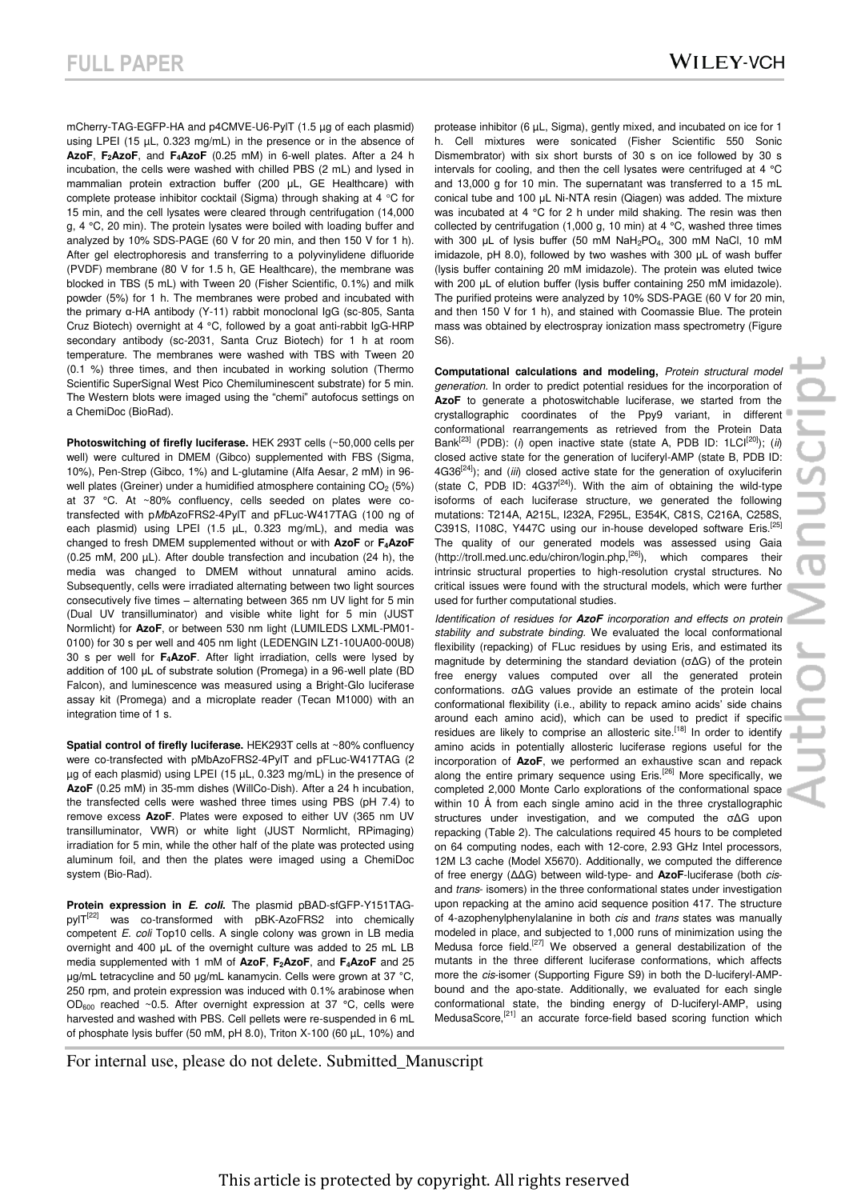mCherry-TAG-EGFP-HA and p4CMVE-U6-PylT (1.5 µg of each plasmid) using LPEI (15 µL, 0.323 mg/mL) in the presence or in the absence of **AzoF**, **$F_2$AzoF**, and **$F_4$AzoF** (0.25 mM) in 6-well plates. After a 24 h incubation, the cells were washed with chilled PBS (2 mL) and lysed in mammalian protein extraction buffer (200 µL, GE Healthcare) with complete protease inhibitor cocktail (Sigma) through shaking at 4 °C for 15 min, and the cell lysates were cleared through centrifugation (14,000 g, 4 °C, 20 min). The protein lysates were boiled with loading buffer and analyzed by 10% SDS-PAGE (60 V for 20 min, and then 150 V for 1 h). After gel electrophoresis and transferring to a polyvinylidene difluoride (PVDF) membrane (80 V for 1.5 h, GE Healthcare), the membrane was blocked in TBS (5 mL) with Tween 20 (Fisher Scientific, 0.1%) and milk powder (5%) for 1 h. The membranes were probed and incubated with the primary α-HA antibody (Y-11) rabbit monoclonal IgG (sc-805, Santa Cruz Biotech) overnight at 4 °C, followed by a goat anti-rabbit IgG-HRP secondary antibody (sc-2031, Santa Cruz Biotech) for 1 h at room temperature. The membranes were washed with TBS with Tween 20 (0.1 %) three times, and then incubated in working solution (Thermo Scientific SuperSignal West Pico Chemiluminescent substrate) for 5 min. The Western blots were imaged using the "chemi" autofocus settings on a ChemiDoc (BioRad).

**Photoswitching of firefly luciferase.** HEK 293T cells (~50,000 cells per well) were cultured in DMEM (Gibco) supplemented with FBS (Sigma, 10%), Pen-Strep (Gibco, 1%) and L-glutamine (Alfa Aesar, 2 mM) in 96-well plates (Greiner) under a humidified atmosphere containing $CO_2$ (5%) at 37 °C. At ~80% confluency, cells seeded on plates were co-transfected with p*Mb*AzoFRS2-4PylT and pFLuc-W417TAG (100 ng of each plasmid) using LPEI (1.5 µL, 0.323 mg/mL), and media was changed to fresh DMEM supplemented without or with **AzoF** or **$F_4$AzoF** (0.25 mM, 200 µL). After double transfection and incubation (24 h), the media was changed to DMEM without unnatural amino acids. Subsequently, cells were irradiated alternating between two light sources consecutively five times – alternating between 365 nm UV light for 5 min (Dual UV transilluminator) and visible white light for 5 min (JUST Normlicht) for **AzoF**, or between 530 nm light (LUMILEDS LXML-PM01-0100) for 30 s per well and 405 nm light (LEDENGIN LZ1-10UA00-00U8) 30 s per well for **$F_4$AzoF**. After light irradiation, cells were lysed by addition of 100 µL of substrate solution (Promega) in a 96-well plate (BD Falcon), and luminescence was measured using a Bright-Glo luciferase assay kit (Promega) and a microplate reader (Tecan M1000) with an integration time of 1 s.

**Spatial control of firefly luciferase.** HEK293T cells at ~80% confluency were co-transfected with pMbAzoFRS2-4PylT and pFLuc-W417TAG (2 µg of each plasmid) using LPEI (15 µL, 0.323 mg/mL) in the presence of **AzoF** (0.25 mM) in 35-mm dishes (WillCo-Dish). After a 24 h incubation, the transfected cells were washed three times using PBS (pH 7.4) to remove excess **AzoF**. Plates were exposed to either UV (365 nm UV transilluminator, VWR) or white light (JUST Normlicht, RPimaging) irradiation for 5 min, while the other half of the plate was protected using aluminum foil, and then the plates were imaged using a ChemiDoc system (Bio-Rad).

**Protein expression in *E. coli*.** The plasmid pBAD-sfGFP-Y151TAG-pylT[22] was co-transformed with pBK-AzoFRS2 into chemically competent *E. coli* Top10 cells. A single colony was grown in LB media overnight and 400 µL of the overnight culture was added to 25 mL LB media supplemented with 1 mM of **AzoF**, **$F_2$AzoF**, and **$F_4$AzoF** and 25 µg/mL tetracycline and 50 µg/mL kanamycin. Cells were grown at 37 °C, 250 rpm, and protein expression was induced with 0.1% arabinose when $OD_{600}$ reached ~0.5. After overnight expression at 37 °C, cells were harvested and washed with PBS. Cell pellets were re-suspended in 6 mL of phosphate lysis buffer (50 mM, pH 8.0), Triton X-100 (60 µL, 10%) and protease inhibitor (6 µL, Sigma), gently mixed, and incubated on ice for 1 h. Cell mixtures were sonicated (Fisher Scientific 550 Sonic Dismembrator) with six short bursts of 30 s on ice followed by 30 s intervals for cooling, and then the cell lysates were centrifuged at 4 °C and 13,000 g for 10 min. The supernatant was transferred to a 15 mL conical tube and 100 µL Ni-NTA resin (Qiagen) was added. The mixture was incubated at 4 °C for 2 h under mild shaking. The resin was then collected by centrifugation (1,000 g, 10 min) at 4 °C, washed three times with 300 µL of lysis buffer (50 mM $NaH_2PO_4$, 300 mM NaCl, 10 mM imidazole, pH 8.0), followed by two washes with 300 µL of wash buffer (lysis buffer containing 20 mM imidazole). The protein was eluted twice with 200 µL of elution buffer (lysis buffer containing 250 mM imidazole). The purified proteins were analyzed by 10% SDS-PAGE (60 V for 20 min, and then 150 V for 1 h), and stained with Coomassie Blue. The protein mass was obtained by electrospray ionization mass spectrometry (Figure S6).

**Computational calculations and modeling,** *Protein structural model generation.* In order to predict potential residues for the incorporation of **AzoF** to generate a photoswitchable luciferase, we started from the crystallographic coordinates of the Ppy9 variant, in different conformational rearrangements as retrieved from the Protein Data Bank[23] (PDB): (*i*) open inactive state (state A, PDB ID: 1LCI[20]); (*ii*) closed active state for the generation of luciferyl-AMP (state B, PDB ID: 4G36[24]); and (*iii*) closed active state for the generation of oxyluciferin (state C, PDB ID: 4G37[24]). With the aim of obtaining the wild-type isoforms of each luciferase structure, we generated the following mutations: T214A, A215L, I232A, F295L, E354K, C81S, C216A, C258S, C391S, I108C, Y447C using our in-house developed software Eris.[25] The quality of our generated models was assessed using Gaia (http://troll.med.unc.edu/chiron/login.php,[26]), which compares their intrinsic structural properties to high-resolution crystal structures. No critical issues were found with the structural models, which were further used for further computational studies.

*Identification of residues for **AzoF** incorporation and effects on protein stability and substrate binding.* We evaluated the local conformational flexibility (repacking) of FLuc residues by using Eris, and estimated its magnitude by determining the standard deviation (σΔG) of the protein free energy values computed over all the generated protein conformations. σΔG values provide an estimate of the protein local conformational flexibility (i.e., ability to repack amino acids' side chains around each amino acid), which can be used to predict if specific residues are likely to comprise an allosteric site.[18] In order to identify amino acids in potentially allosteric luciferase regions useful for the incorporation of **AzoF**, we performed an exhaustive scan and repack along the entire primary sequence using Eris.[26] More specifically, we completed 2,000 Monte Carlo explorations of the conformational space within 10 Å from each single amino acid in the three crystallographic structures under investigation, and we computed the σΔG upon repacking (Table 2). The calculations required 45 hours to be completed on 64 computing nodes, each with 12-core, 2.93 GHz Intel processors, 12M L3 cache (Model X5670). Additionally, we computed the difference of free energy (ΔΔG) between wild-type- and **AzoF**-luciferase (both *cis*- and *trans*- isomers) in the three conformational states under investigation upon repacking at the amino acid sequence position 417. The structure of 4-azophenylphenylalanine in both *cis* and *trans* states was manually modeled in place, and subjected to 1,000 runs of minimization using the Medusa force field.[27] We observed a general destabilization of the mutants in the three different luciferase conformations, which affects more the *cis*-isomer (Supporting Figure S9) in both the D-luciferyl-AMP-bound and the apo-state. Additionally, we evaluated for each single conformational state, the binding energy of D-luciferyl-AMP, using MedusaScore,[21] an accurate force-field based scoring function which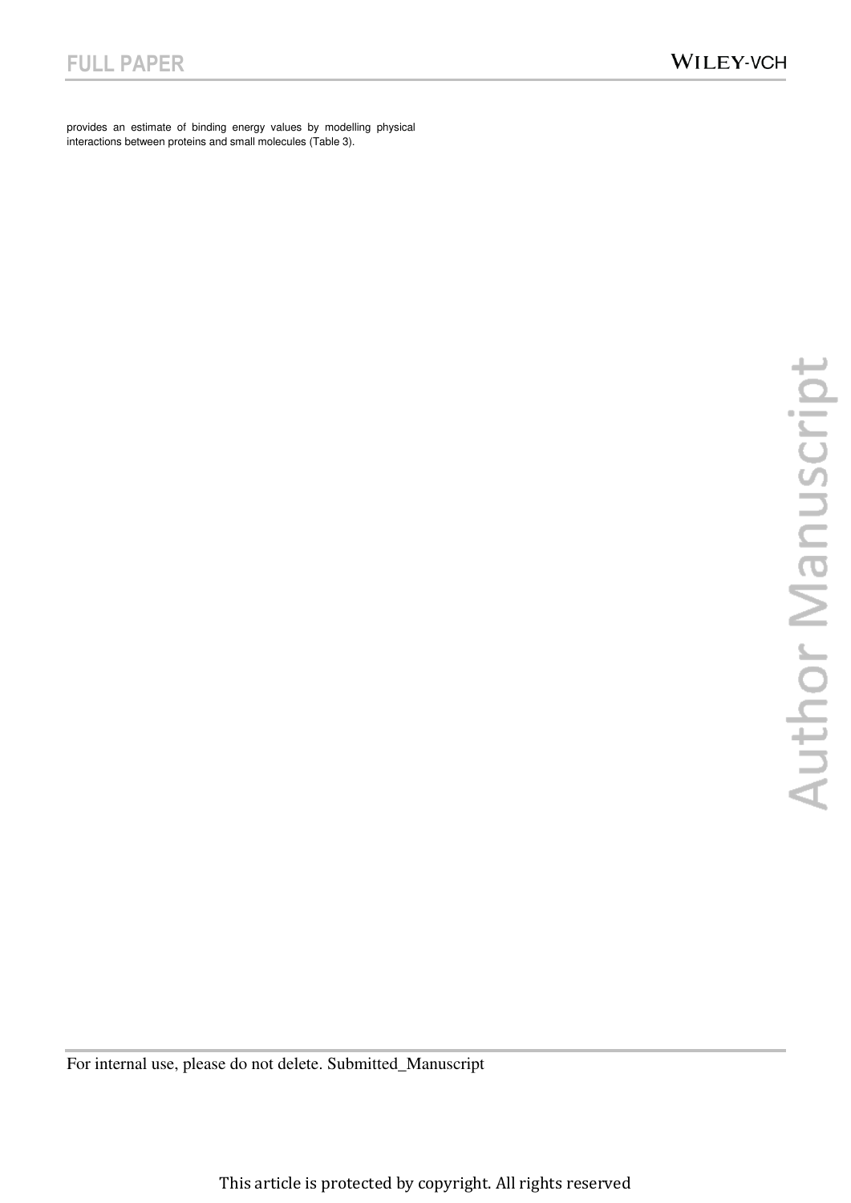provides an estimate of binding energy values by modelling physical interactions between proteins and small molecules (Table 3).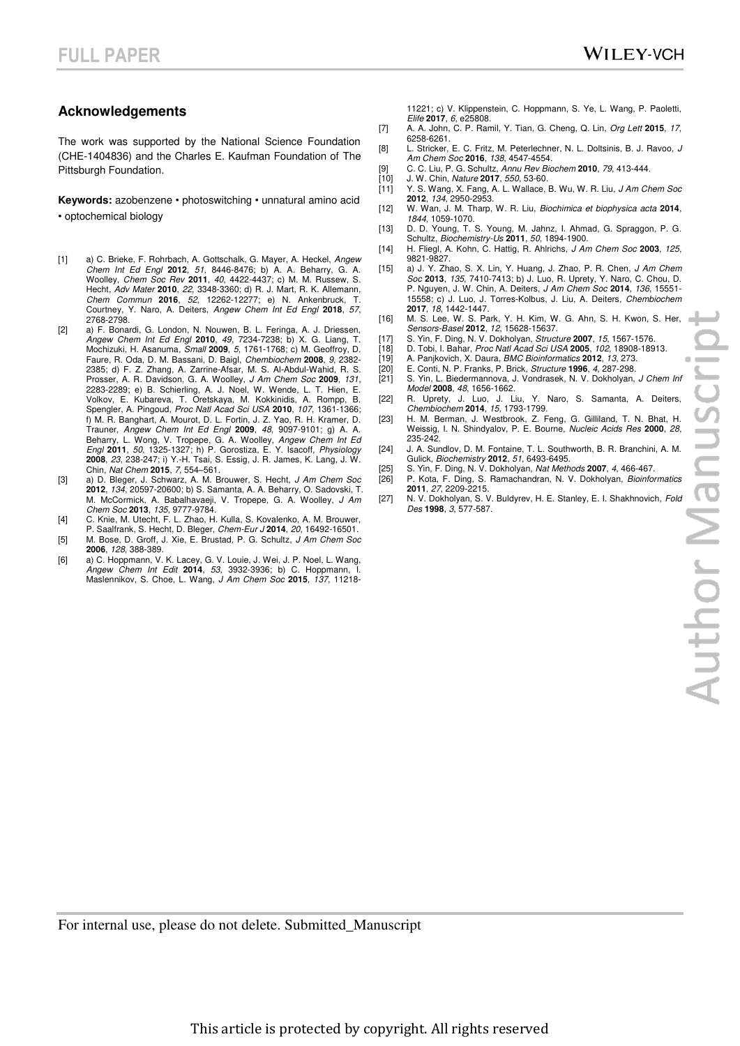## Acknowledgements

The work was supported by the National Science Foundation (CHE-1404836) and the Charles E. Kaufman Foundation of The Pittsburgh Foundation.

**Keywords:** azobenzene • photoswitching • unnatural amino acid • optochemical biology

[1] a) C. Brieke, F. Rohrbach, A. Gottschalk, G. Mayer, A. Heckel, *Angew Chem Int Ed Engl* **2012**, *51*, 8446-8476; b) A. A. Beharry, G. A. Woolley, *Chem Soc Rev* **2011**, *40*, 4422-4437; c) M. M. Russew, S. Hecht, *Adv Mater* **2010**, *22*, 3348-3360; d) R. J. Mart, R. K. Allemann, *Chem Commun* **2016**, *52*, 12262-12277; e) N. Ankenbruck, T. Courtney, Y. Naro, A. Deiters, *Angew Chem Int Ed Engl* **2018**, *57*, 2768-2798.

[2] a) F. Bonardi, G. London, N. Nouwen, B. L. Feringa, A. J. Driessen, *Angew Chem Int Ed Engl* **2010**, *49*, 7234-7238; b) X. G. Liang, T. Mochizuki, H. Asanuma, *Small* **2009**, *5*, 1761-1768; c) M. Geoffroy, D. Faure, R. Oda, D. M. Bassani, D. Baigl, *Chembiochem* **2008**, *9*, 2382-2385; d) F. Z. Zhang, A. Zarrine-Afsar, M. S. Al-Abdul-Wahid, R. S. Prosser, A. R. Davidson, G. A. Woolley, *J Am Chem Soc* **2009**, *131*, 2283-2289; e) B. Schierling, A. J. Noel, W. Wende, L. T. Hien, E. Volkov, E. Kubareva, T. Oretskaya, M. Kokkinidis, A. Rompp, B. Spengler, A. Pingoud, *Proc Natl Acad Sci USA* **2010**, *107*, 1361-1366; f) M. R. Banghart, A. Mourot, D. L. Fortin, J. Z. Yao, R. H. Kramer, D. Trauner, *Angew Chem Int Ed Engl* **2009**, *48*, 9097-9101; g) A. A. Beharry, L. Wong, V. Tropepe, G. A. Woolley, *Angew Chem Int Ed Engl* **2011**, *50*, 1325-1327; h) P. Gorostiza, E. Y. Isacoff, *Physiology* **2008**, *23*, 238-247; i) Y.-H. Tsai, S. Essig, J. R. James, K. Lang, J. W. Chin, *Nat Chem* **2015**, *7*, 554–561.

[3] a) D. Bleger, J. Schwarz, A. M. Brouwer, S. Hecht, *J Am Chem Soc* **2012**, *134*, 20597-20600; b) S. Samanta, A. A. Beharry, O. Sadovski, T. M. McCormick, A. Babalhavaeji, V. Tropepe, G. A. Woolley, *J Am Chem Soc* **2013**, *135*, 9777-9784.

[4] C. Knie, M. Utecht, F. L. Zhao, H. Kulla, S. Kovalenko, A. M. Brouwer, P. Saalfrank, S. Hecht, D. Bleger, *Chem-Eur J* **2014**, *20*, 16492-16501.

[5] M. Bose, D. Groff, J. Xie, E. Brustad, P. G. Schultz, *J Am Chem Soc* **2006**, *128*, 388-389.

[6] a) C. Hoppmann, V. K. Lacey, G. V. Louie, J. Wei, J. P. Noel, L. Wang, *Angew Chem Int Edit* **2014**, *53*, 3932-3936; b) C. Hoppmann, I. Maslennikov, S. Choe, L. Wang, *J Am Chem Soc* **2015**, *137*, 11218-11221; c) V. Klippenstein, C. Hoppmann, S. Ye, L. Wang, P. Paoletti, *Elife* **2017**, *6*, e25808.

[7] A. A. John, C. P. Ramil, Y. Tian, G. Cheng, Q. Lin, *Org Lett* **2015**, *17*, 6258-6261.

[8] L. Stricker, E. C. Fritz, M. Peterlechner, N. L. Doltsinis, B. J. Ravoo, *J Am Chem Soc* **2016**, *138*, 4547-4554.

[9] C. C. Liu, P. G. Schultz, *Annu Rev Biochem* **2010**, *79*, 413-444.

[10] J. W. Chin, *Nature* **2017**, *550*, 53-60.

[11] Y. S. Wang, X. Fang, A. L. Wallace, B. Wu, W. R. Liu, *J Am Chem Soc* **2012**, *134*, 2950-2953.

[12] W. Wan, J. M. Tharp, W. R. Liu, *Biochimica et biophysica acta* **2014**, *1844*, 1059-1070.

[13] D. D. Young, T. S. Young, M. Jahnz, I. Ahmad, G. Spraggon, P. G. Schultz, *Biochemistry-Us* **2011**, *50*, 1894-1900.

[14] H. Fliegl, A. Kohn, C. Hattig, R. Ahlrichs, *J Am Chem Soc* **2003**, *125*, 9821-9827.

[15] a) J. Y. Zhao, S. X. Lin, Y. Huang, J. Zhao, P. R. Chen, *J Am Chem Soc* **2013**, *135*, 7410-7413; b) J. Luo, R. Uprety, Y. Naro, C. Chou, D. P. Nguyen, J. W. Chin, A. Deiters, *J Am Chem Soc* **2014**, *136*, 15551-15558; c) J. Luo, J. Torres-Kolbus, J. Liu, A. Deiters, *Chembiochem* **2017**, *18*, 1442-1447.

[16] M. S. Lee, W. S. Park, Y. H. Kim, W. G. Ahn, S. H. Kwon, S. Her, *Sensors-Basel* **2012**, *12*, 15628-15637.

[17] S. Yin, F. Ding, N. V. Dokholyan, *Structure* **2007**, *15*, 1567-1576.

[18] D. Tobi, I. Bahar, *Proc Natl Acad Sci USA* **2005**, *102*, 18908-18913.

[19] A. Panjkovich, X. Daura, *BMC Bioinformatics* **2012**, *13*, 273.

[20] E. Conti, N. P. Franks, P. Brick, *Structure* **1996**, *4*, 287-298.

[21] S. Yin, L. Biedermannova, J. Vondrasek, N. V. Dokholyan, *J Chem Inf Model* **2008**, *48*, 1656-1662.

[22] R. Uprety, J. Luo, J. Liu, Y. Naro, S. Samanta, A. Deiters, *Chembiochem* **2014**, *15*, 1793-1799.

[23] H. M. Berman, J. Westbrook, Z. Feng, G. Gilliland, T. N. Bhat, H. Weissig, I. N. Shindyalov, P. E. Bourne, *Nucleic Acids Res* **2000**, *28*, 235-242.

[24] J. A. Sundlov, D. M. Fontaine, T. L. Southworth, B. R. Branchini, A. M. Gulick, *Biochemistry* **2012**, *51*, 6493-6495.

[25] S. Yin, F. Ding, N. V. Dokholyan, *Nat Methods* **2007**, *4*, 466-467.

[26] P. Kota, F. Ding, S. Ramachandran, N. V. Dokholyan, *Bioinformatics* **2011**, *27*, 2209-2215.

[27] N. V. Dokholyan, S. V. Buldyrev, H. E. Stanley, E. I. Shakhnovich, *Fold Des* **1998**, *3*, 577-587.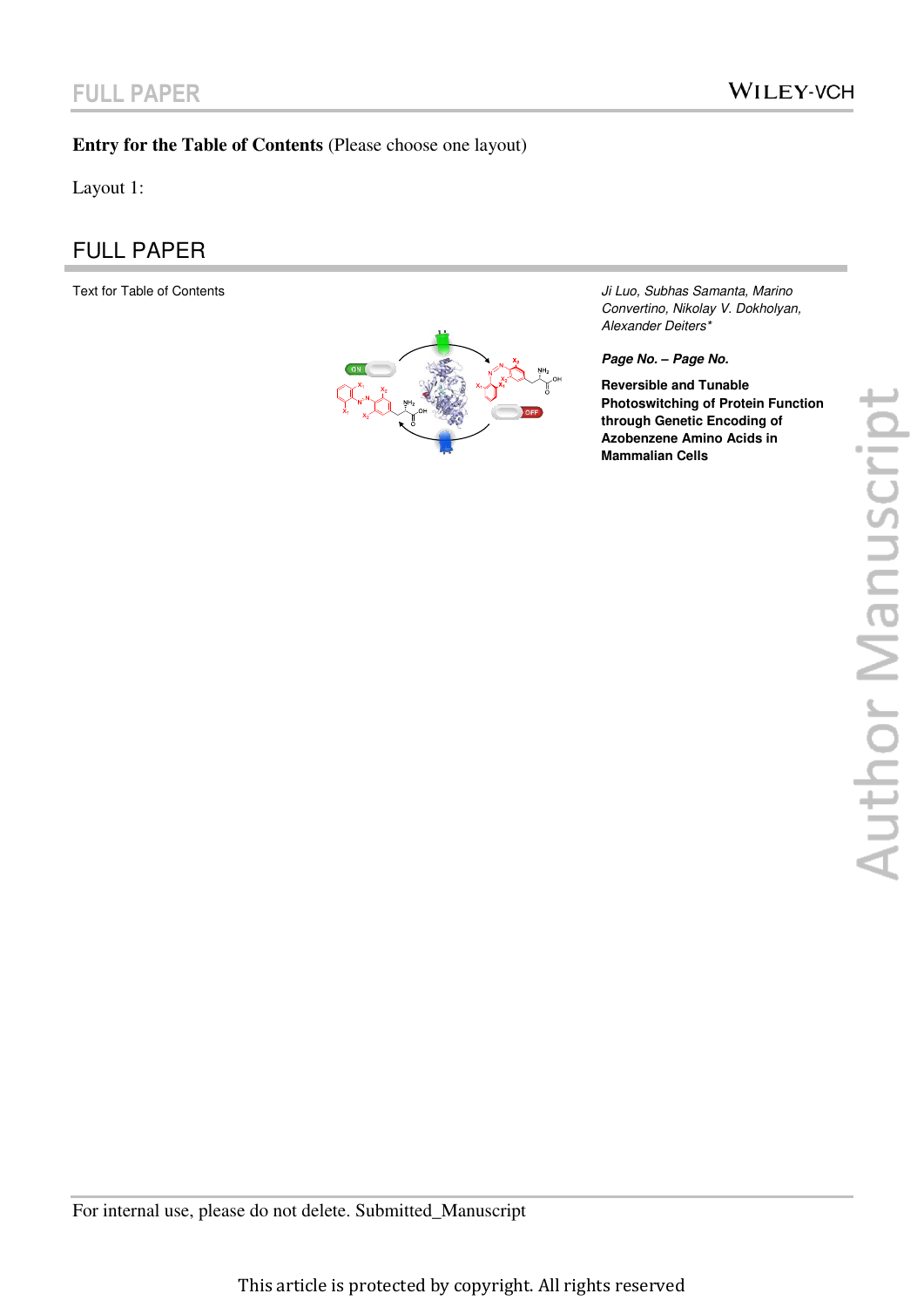**Entry for the Table of Contents** (Please choose one layout)

Layout 1:

## FULL PAPER

Text for Table of Contents

ON

OFF

*Ji Luo, Subhas Samanta, Marino Convertino, Nikolay V. Dokholyan, Alexander Deiters**

***Page No. – Page No.***

**Reversible and Tunable Photoswitching of Protein Function through Genetic Encoding of Azobenzene Amino Acids in Mammalian Cells**

For internal use, please do not delete. Submitted_Manuscript